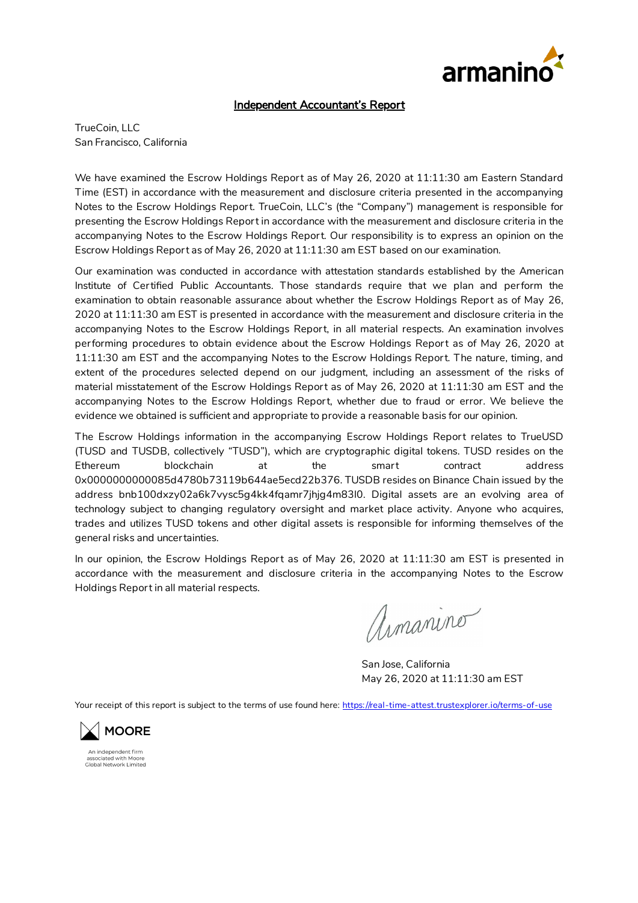armanino

## Independent Accountant's Report

TrueCoin, LLC
San Francisco, California

We have examined the Escrow Holdings Report as of May 26, 2020 at 11:11:30 am Eastern Standard Time (EST) in accordance with the measurement and disclosure criteria presented in the accompanying Notes to the Escrow Holdings Report. TrueCoin, LLC's (the "Company") management is responsible for presenting the Escrow Holdings Report in accordance with the measurement and disclosure criteria in the accompanying Notes to the Escrow Holdings Report. Our responsibility is to express an opinion on the Escrow Holdings Report as of May 26, 2020 at 11:11:30 am EST based on our examination.

Our examination was conducted in accordance with attestation standards established by the American Institute of Certified Public Accountants. Those standards require that we plan and perform the examination to obtain reasonable assurance about whether the Escrow Holdings Report as of May 26, 2020 at 11:11:30 am EST is presented in accordance with the measurement and disclosure criteria in the accompanying Notes to the Escrow Holdings Report, in all material respects. An examination involves performing procedures to obtain evidence about the Escrow Holdings Report as of May 26, 2020 at 11:11:30 am EST and the accompanying Notes to the Escrow Holdings Report. The nature, timing, and extent of the procedures selected depend on our judgment, including an assessment of the risks of material misstatement of the Escrow Holdings Report as of May 26, 2020 at 11:11:30 am EST and the accompanying Notes to the Escrow Holdings Report, whether due to fraud or error. We believe the evidence we obtained is sufficient and appropriate to provide a reasonable basis for our opinion.

The Escrow Holdings information in the accompanying Escrow Holdings Report relates to TrueUSD (TUSD and TUSDB, collectively "TUSD"), which are cryptographic digital tokens. TUSD resides on the Ethereum blockchain at the smart contract address 0x0000000000085d4780b73119b644ae5ecd22b376. TUSDB resides on Binance Chain issued by the address bnb100dxzy02a6k7vysc5g4kk4fqamr7jhjg4m83l0. Digital assets are an evolving area of technology subject to changing regulatory oversight and market place activity. Anyone who acquires, trades and utilizes TUSD tokens and other digital assets is responsible for informing themselves of the general risks and uncertainties.

In our opinion, the Escrow Holdings Report as of May 26, 2020 at 11:11:30 am EST is presented in accordance with the measurement and disclosure criteria in the accompanying Notes to the Escrow Holdings Report in all material respects.

Armanino

San Jose, California
May 26, 2020 at 11:11:30 am EST

Your receipt of this report is subject to the terms of use found here: https://real-time-attest.trustexplorer.io/terms-of-use

MOORE

An independent firm associated with Moore Global Network Limited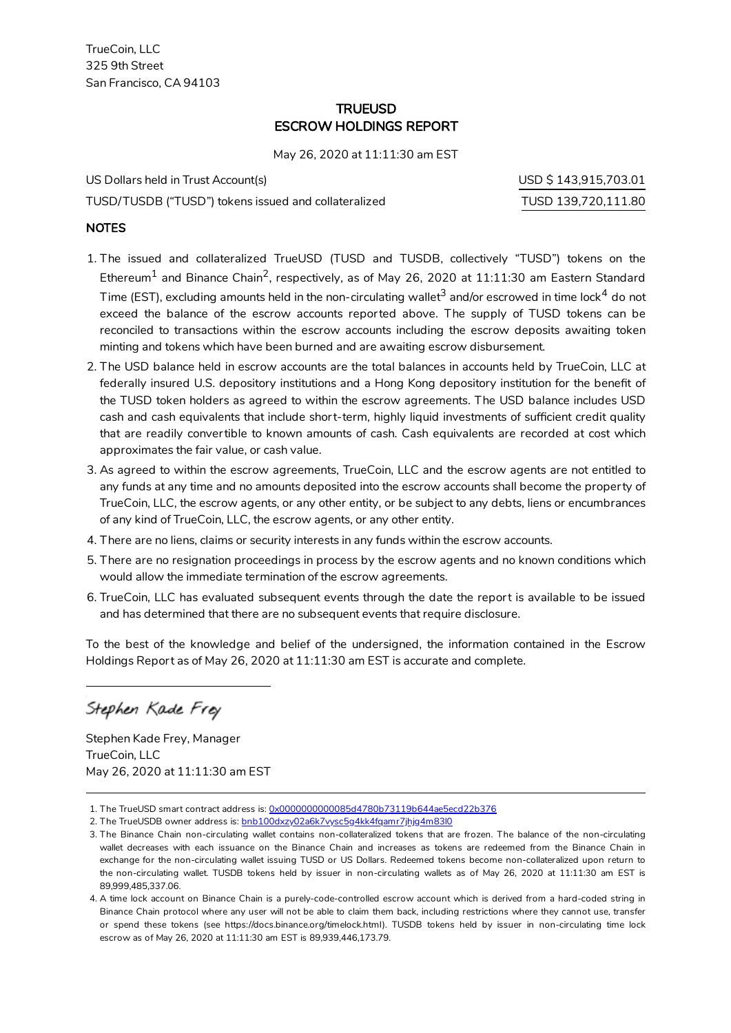TrueCoin, LLC
325 9th Street
San Francisco, CA 94103

# TRUEUSD
# ESCROW HOLDINGS REPORT

May 26, 2020 at 11:11:30 am EST

| | |
|---|---|
| US Dollars held in Trust Account(s) | USD $ 143,915,703.01 |
| TUSD/TUSDB ("TUSD") tokens issued and collateralized | TUSD 139,720,111.80 |

**NOTES**

1. The issued and collateralized TrueUSD (TUSD and TUSDB, collectively "TUSD") tokens on the Ethereum[1] and Binance Chain[2], respectively, as of May 26, 2020 at 11:11:30 am Eastern Standard Time (EST), excluding amounts held in the non-circulating wallet[3] and/or escrowed in time lock[4] do not exceed the balance of the escrow accounts reported above. The supply of TUSD tokens can be reconciled to transactions within the escrow accounts including the escrow deposits awaiting token minting and tokens which have been burned and are awaiting escrow disbursement.
2. The USD balance held in escrow accounts are the total balances in accounts held by TrueCoin, LLC at federally insured U.S. depository institutions and a Hong Kong depository institution for the benefit of the TUSD token holders as agreed to within the escrow agreements. The USD balance includes USD cash and cash equivalents that include short-term, highly liquid investments of sufficient credit quality that are readily convertible to known amounts of cash. Cash equivalents are recorded at cost which approximates the fair value, or cash value.
3. As agreed to within the escrow agreements, TrueCoin, LLC and the escrow agents are not entitled to any funds at any time and no amounts deposited into the escrow accounts shall become the property of TrueCoin, LLC, the escrow agents, or any other entity, or be subject to any debts, liens or encumbrances of any kind of TrueCoin, LLC, the escrow agents, or any other entity.
4. There are no liens, claims or security interests in any funds within the escrow accounts.
5. There are no resignation proceedings in process by the escrow agents and no known conditions which would allow the immediate termination of the escrow agreements.
6. TrueCoin, LLC has evaluated subsequent events through the date the report is available to be issued and has determined that there are no subsequent events that require disclosure.

To the best of the knowledge and belief of the undersigned, the information contained in the Escrow Holdings Report as of May 26, 2020 at 11:11:30 am EST is accurate and complete.

*Stephen Kade Frey*

Stephen Kade Frey, Manager
TrueCoin, LLC
May 26, 2020 at 11:11:30 am EST

---

1. The TrueUSD smart contract address is: 0x0000000000085d4780b73119b644ae5ecd22b376
2. The TrueUSDB owner address is: bnb100dxzy02a6k7vysc5g4kk4fqamr7jhjg4m83l0
3. The Binance Chain non-circulating wallet contains non-collateralized tokens that are frozen. The balance of the non-circulating wallet decreases with each issuance on the Binance Chain and increases as tokens are redeemed from the Binance Chain in exchange for the non-circulating wallet issuing TUSD or US Dollars. Redeemed tokens become non-collateralized upon return to the non-circulating wallet. TUSDB tokens held by issuer in non-circulating wallets as of May 26, 2020 at 11:11:30 am EST is 89,999,485,337.06.
4. A time lock account on Binance Chain is a purely-code-controlled escrow account which is derived from a hard-coded string in Binance Chain protocol where any user will not be able to claim them back, including restrictions where they cannot use, transfer or spend these tokens (see https://docs.binance.org/timelock.html). TUSDB tokens held by issuer in non-circulating time lock escrow as of May 26, 2020 at 11:11:30 am EST is 89,939,446,173.79.